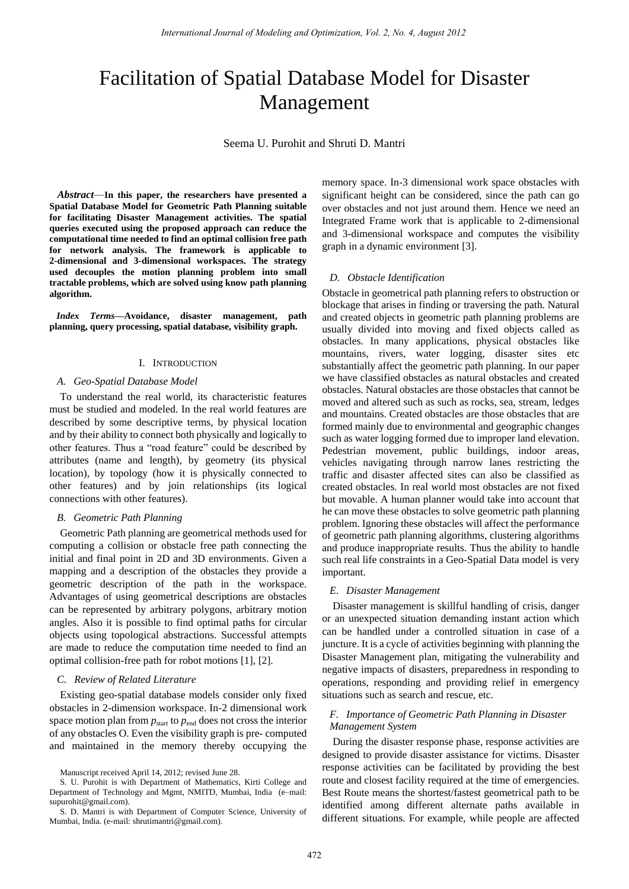# Facilitation of Spatial Database Model for Disaster Management

Seema U. Purohit and Shruti D. Mantri

***Abstract*—In this paper, the researchers have presented a Spatial Database Model for Geometric Path Planning suitable for facilitating Disaster Management activities. The spatial queries executed using the proposed approach can reduce the computational time needed to find an optimal collision free path for network analysis. The framework is applicable to 2-dimensional and 3-dimensional workspaces. The strategy used decouples the motion planning problem into small tractable problems, which are solved using know path planning algorithm.**

***Index Terms*—Avoidance, disaster management, path planning, query processing, spatial database, visibility graph.**

## I. Introduction

### *A. Geo-Spatial Database Model*

To understand the real world, its characteristic features must be studied and modeled. In the real world features are described by some descriptive terms, by physical location and by their ability to connect both physically and logically to other features. Thus a "road feature" could be described by attributes (name and length), by geometry (its physical location), by topology (how it is physically connected to other features) and by join relationships (its logical connections with other features).

### *B. Geometric Path Planning*

Geometric Path planning are geometrical methods used for computing a collision or obstacle free path connecting the initial and final point in 2D and 3D environments. Given a mapping and a description of the obstacles they provide a geometric description of the path in the workspace. Advantages of using geometrical descriptions are obstacles can be represented by arbitrary polygons, arbitrary motion angles. Also it is possible to find optimal paths for circular objects using topological abstractions. Successful attempts are made to reduce the computation time needed to find an optimal collision-free path for robot motions [1], [2].

### *C. Review of Related Literature*

Existing geo-spatial database models consider only fixed obstacles in 2-dimension workspace. In-2 dimensional work space motion plan from $p_{\text{start}}$ to $p_{\text{end}}$ does not cross the interior of any obstacles O. Even the visibility graph is pre- computed and maintained in the memory thereby occupying the memory space. In-3 dimensional work space obstacles with significant height can be considered, since the path can go over obstacles and not just around them. Hence we need an Integrated Frame work that is applicable to 2-dimensional and 3-dimensional workspace and computes the visibility graph in a dynamic environment [3].

### *D. Obstacle Identification*

Obstacle in geometrical path planning refers to obstruction or blockage that arises in finding or traversing the path. Natural and created objects in geometric path planning problems are usually divided into moving and fixed objects called as obstacles. In many applications, physical obstacles like mountains, rivers, water logging, disaster sites etc substantially affect the geometric path planning. In our paper we have classified obstacles as natural obstacles and created obstacles. Natural obstacles are those obstacles that cannot be moved and altered such as such as rocks, sea, stream, ledges and mountains. Created obstacles are those obstacles that are formed mainly due to environmental and geographic changes such as water logging formed due to improper land elevation. Pedestrian movement, public buildings, indoor areas, vehicles navigating through narrow lanes restricting the traffic and disaster affected sites can also be classified as created obstacles. In real world most obstacles are not fixed but movable. A human planner would take into account that he can move these obstacles to solve geometric path planning problem. Ignoring these obstacles will affect the performance of geometric path planning algorithms, clustering algorithms and produce inappropriate results. Thus the ability to handle such real life constraints in a Geo-Spatial Data model is very important.

### *E. Disaster Management*

Disaster management is skillful handling of crisis, danger or an unexpected situation demanding instant action which can be handled under a controlled situation in case of a juncture. It is a cycle of activities beginning with planning the Disaster Management plan, mitigating the vulnerability and negative impacts of disasters, preparedness in responding to operations, responding and providing relief in emergency situations such as search and rescue, etc.

### *F. Importance of Geometric Path Planning in Disaster Management System*

During the disaster response phase, response activities are designed to provide disaster assistance for victims. Disaster response activities can be facilitated by providing the best route and closest facility required at the time of emergencies. Best Route means the shortest/fastest geometrical path to be identified among different alternate paths available in different situations. For example, while people are affected

Manuscript received April 14, 2012; revised June 28.

S. U. Purohit is with Department of Mathematics, Kirti College and Department of Technology and Mgmt, NMITD, Mumbai, India (e–mail: supurohit@gmail.com).

S. D. Mantri is with Department of Computer Science, University of Mumbai, India. (e-mail: shrutimantri@gmail.com).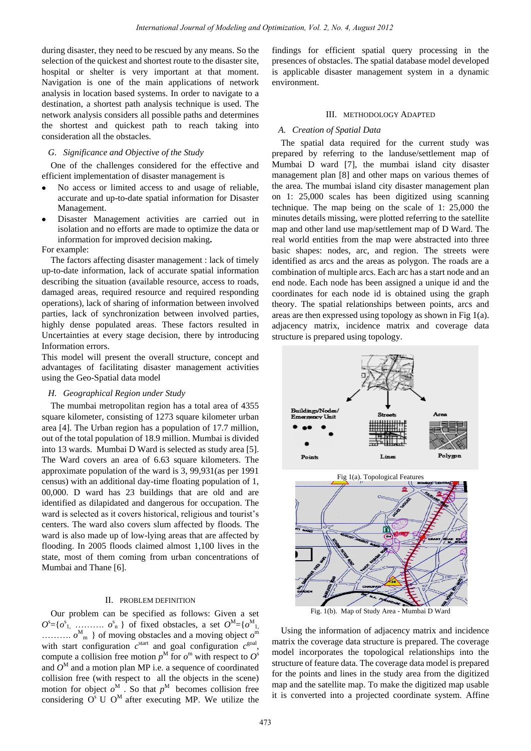during disaster, they need to be rescued by any means. So the selection of the quickest and shortest route to the disaster site, hospital or shelter is very important at that moment. Navigation is one of the main applications of network analysis in location based systems. In order to navigate to a destination, a shortest path analysis technique is used. The network analysis considers all possible paths and determines the shortest and quickest path to reach taking into consideration all the obstacles.

### G. Significance and Objective of the Study

One of the challenges considered for the effective and efficient implementation of disaster management is

- No access or limited access to and usage of reliable, accurate and up-to-date spatial information for Disaster Management.
- Disaster Management activities are carried out in isolation and no efforts are made to optimize the data or information for improved decision making**.**

For example:

The factors affecting disaster management : lack of timely up-to-date information, lack of accurate spatial information describing the situation (available resource, access to roads, damaged areas, required resource and required responding operations), lack of sharing of information between involved parties, lack of synchronization between involved parties, highly dense populated areas. These factors resulted in Uncertainties at every stage decision, there by introducing Information errors.

This model will present the overall structure, concept and advantages of facilitating disaster management activities using the Geo-Spatial data model

### H. Geographical Region under Study

The mumbai metropolitan region has a total area of 4355 square kilometer, consisting of 1273 square kilometer urban area [4]. The Urban region has a population of 17.7 million, out of the total population of 18.9 million. Mumbai is divided into 13 wards. Mumbai D Ward is selected as study area [5]. The Ward covers an area of 6.63 square kilometers. The approximate population of the ward is 3, 99,931(as per 1991 census) with an additional day-time floating population of 1, 00,000. D ward has 23 buildings that are old and are identified as dilapidated and dangerous for occupation. The ward is selected as it covers historical, religious and tourist's centers. The ward also covers slum affected by floods. The ward is also made up of low-lying areas that are affected by flooding. In 2005 floods claimed almost 1,100 lives in the state, most of them coming from urban concentrations of Mumbai and Thane [6].

## II. Problem Definition

Our problem can be specified as follows: Given a set $O^s=\{o^s_1, \ldots\ldots\ldots\, o^s_n\}$ of fixed obstacles, a set $O^M=\{o^M_1, \ldots\ldots\ldots\, o^M_m\}$ of moving obstacles and a moving object $o^m$ with start configuration $c^{start}$ and goal configuration $c^{goal}$, compute a collision free motion $p^M$ for $o^m$ with respect to $O^s$ and $O^M$ and a motion plan MP i.e. a sequence of coordinated collision free (with respect to all the objects in the scene) motion for object $o^M$ . So that $p^M$ becomes collision free considering $O^s \cup O^M$ after executing MP. We utilize the findings for efficient spatial query processing in the presences of obstacles. The spatial database model developed is applicable disaster management system in a dynamic environment.

## III. Methodology Adapted

### A. Creation of Spatial Data

The spatial data required for the current study was prepared by referring to the landuse/settlement map of Mumbai D ward [7], the mumbai island city disaster management plan [8] and other maps on various themes of the area. The mumbai island city disaster management plan on 1: 25,000 scales has been digitized using scanning technique. The map being on the scale of 1: 25,000 the minutes details missing, were plotted referring to the satellite map and other land use map/settlement map of D Ward. The real world entities from the map were abstracted into three basic shapes: nodes, arc, and region. The streets were identified as arcs and the areas as polygon. The roads are a combination of multiple arcs. Each arc has a start node and an end node. Each node has been assigned a unique id and the coordinates for each node id is obtained using the graph theory. The spatial relationships between points, arcs and areas are then expressed using topology as shown in Fig 1(a). adjacency matrix, incidence matrix and coverage data structure is prepared using topology.

Fig 1(a). Topological Features

Fig. 1(b). Map of Study Area - Mumbai D Ward

Using the information of adjacency matrix and incidence matrix the coverage data structure is prepared. The coverage model incorporates the topological relationships into the structure of feature data. The coverage data model is prepared for the points and lines in the study area from the digitized map and the satellite map. To make the digitized map usable it is converted into a projected coordinate system. Affine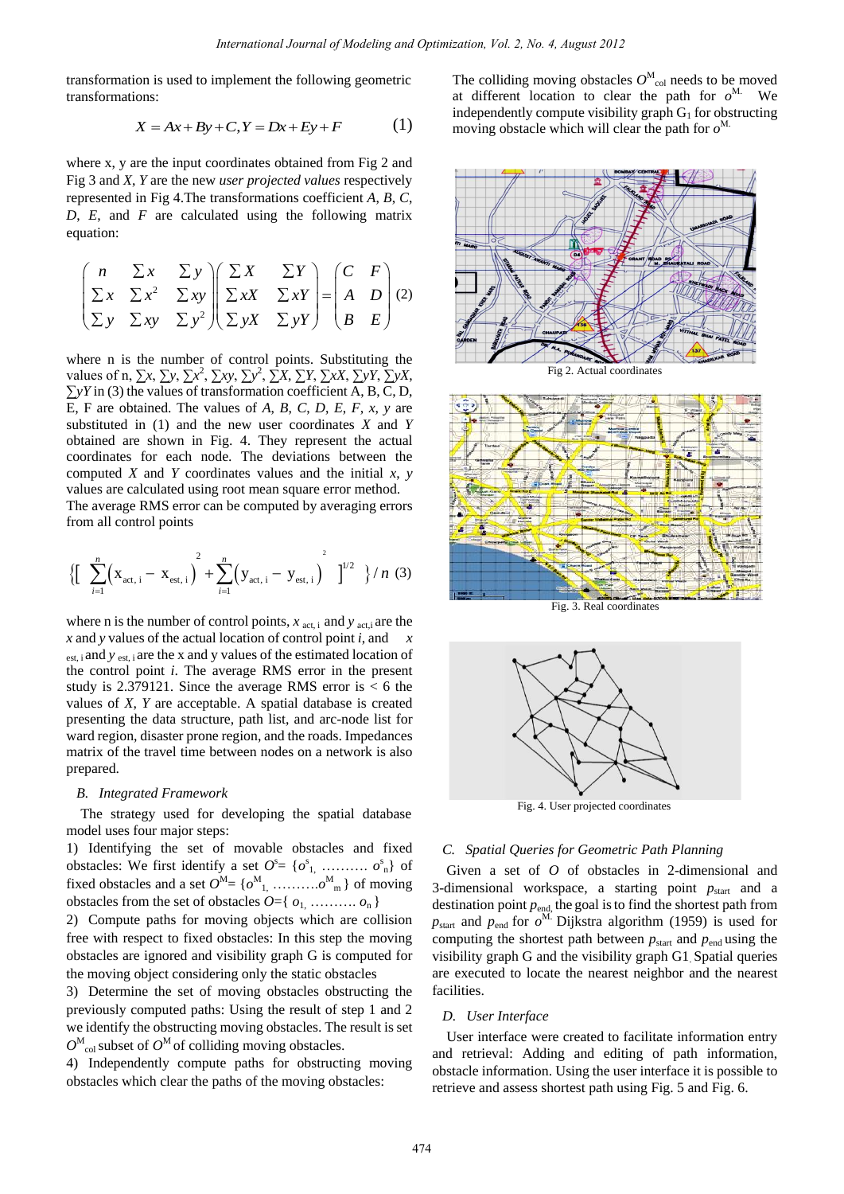transformation is used to implement the following geometric transformations:

$$X = Ax + By + C, Y = Dx + Ey + F \quad (1)$$

where x, y are the input coordinates obtained from Fig 2 and Fig 3 and *X*, *Y* are the new *user projected values* respectively represented in Fig 4.The transformations coefficient *A*, *B*, *C*, *D*, *E*, and *F* are calculated using the following matrix equation:

$$\begin{pmatrix} n & \sum x & \sum y \\ \sum x & \sum x^2 & \sum xy \\ \sum y & \sum xy & \sum y^2 \end{pmatrix} \begin{pmatrix} \sum X & \sum Y \\ \sum xX & \sum xY \\ \sum yX & \sum yY \end{pmatrix} = \begin{pmatrix} C & F \\ A & D \\ B & E \end{pmatrix} \quad (2)$$

where n is the number of control points. Substituting the values of n, $\sum x$, $\sum y$, $\sum x^2$, $\sum xy$, $\sum y^2$, $\sum X$, $\sum Y$, $\sum xX$, $\sum yY$, $\sum yX$, $\sum yY$ in (3) the values of transformation coefficient A, B, C, D, E, F are obtained. The values of *A*, *B*, *C*, *D*, *E*, *F*, *x*, *y* are substituted in (1) and the new coordinates *X* and *Y* obtained are shown in Fig. 4. They represent the actual coordinates for each node. The deviations between the computed *X* and *Y* coordinates values and the initial *x*, *y* values are calculated using root mean square error method.

The average RMS error can be computed by averaging errors from all control points

$$\left\{ \left[ \sum_{i=1}^{n} \left( x_{act,\, i} - x_{est,\, i} \right)^2 + \sum_{i=1}^{n} \left( y_{act,\, i} - y_{est,\, i} \right)^2 \right]^{1/2} \right\} / n \quad (3)$$

where n is the number of control points, $x_{act,i}$ and $y_{act,i}$ are the *x* and *y* values of the actual location of control point *i*, and $x_{est,i}$ and $y_{est,i}$ are the x and y values of the estimated location of the control point *i*. The average RMS error in the present study is 2.379121. Since the average RMS error is < 6 the values of *X*, *Y* are acceptable. A spatial database is created presenting the data structure, path list, and arc-node list for ward region, disaster prone region, and the roads. Impedances matrix of the travel time between nodes on a network is also prepared.

### *B. Integrated Framework*

The strategy used for developing the spatial database model uses four major steps:

1) Identifying the set of movable obstacles and fixed obstacles: We first identify a set $O^s = \{o^s_1, \ldots\ldots\ldots\, o^s_n\}$ of fixed obstacles and a set $O^M = \{o^M_1, \ldots\ldots\ldots o^M_m\}$ of moving obstacles from the set of obstacles $O = \{o_1, \ldots\ldots\ldots\, o_n\}$

2) Compute paths for moving objects which are collision free with respect to fixed obstacles: In this step the moving obstacles are ignored and visibility graph G is computed for the moving object considering only the static obstacles

3) Determine the set of moving obstacles obstructing the previously computed paths: Using the result of step 1 and 2 we identify the obstructing moving obstacles. The result is set $O^M_{col}$ subset of $O^M$ of colliding moving obstacles.

4) Independently compute paths for obstructing moving obstacles which clear the paths of the moving obstacles:

The colliding moving obstacles $O^M_{col}$ needs to be moved at different location to clear the path for $o^M$. We independently compute visibility graph $G_1$ for obstructing moving obstacle which will clear the path for $o^M$.

Fig 2. Actual coordinates

Fig. 3. Real coordinates

Fig. 4. User projected coordinates

### *C. Spatial Queries for Geometric Path Planning*

Given a set of *O* of obstacles in 2-dimensional and 3-dimensional workspace, a starting point $p_{start}$ and a destination point $p_{end}$, the goal is to find the shortest path from $p_{start}$ and $p_{end}$ for $o^M$. Dijkstra algorithm (1959) is used for computing the shortest path between $p_{start}$ and $p_{end}$ using the visibility graph G and the visibility graph G1. Spatial queries are executed to locate the nearest neighbor and the nearest facilities.

### *D. User Interface*

User interface were created to facilitate information entry and retrieval: Adding and editing of path information, obstacle information. Using the user interface it is possible to retrieve and assess shortest path using Fig. 5 and Fig. 6.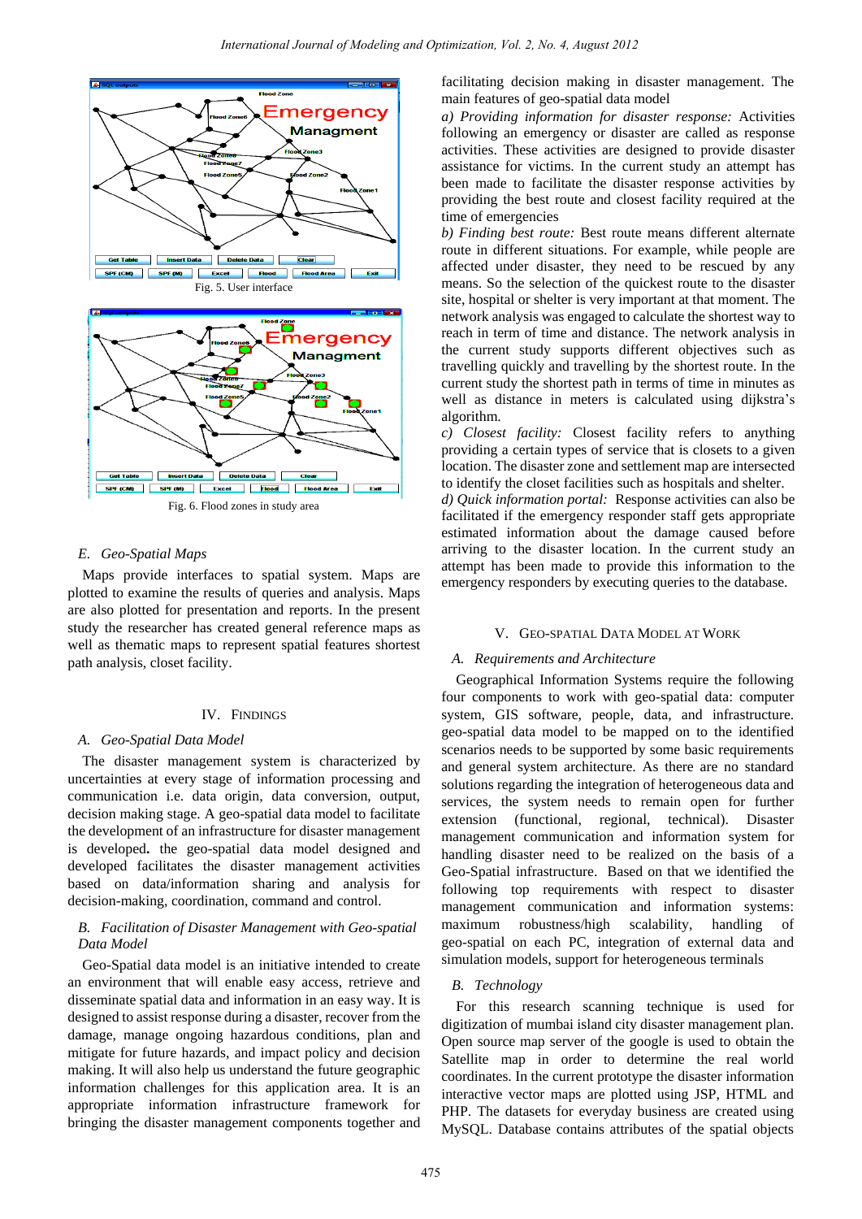Fig. 5. User interface

Fig. 6. Flood zones in study area

### E. Geo-Spatial Maps

Maps provide interfaces to spatial system. Maps are plotted to examine the results of queries and analysis. Maps are also plotted for presentation and reports. In the present study the researcher has created general reference maps as well as thematic maps to represent spatial features shortest path analysis, closet facility.

## IV. Findings

### A. Geo-Spatial Data Model

The disaster management system is characterized by uncertainties at every stage of information processing and communication i.e. data origin, data conversion, output, decision making stage. A geo-spatial data model to facilitate the development of an infrastructure for disaster management is developed**.** the geo-spatial data model designed and developed facilitates the disaster management activities based on data/information sharing and analysis for decision-making, coordination, command and control.

### B. Facilitation of Disaster Management with Geo-spatial Data Model

Geo-Spatial data model is an initiative intended to create an environment that will enable easy access, retrieve and disseminate spatial data and information in an easy way. It is designed to assist response during a disaster, recover from the damage, manage ongoing hazardous conditions, plan and mitigate for future hazards, and impact policy and decision making. It will also help us understand the future geographic information challenges for this application area. It is an appropriate information infrastructure framework for bringing the disaster management components together and facilitating decision making in disaster management. The main features of geo-spatial data model

*a) Providing information for disaster response:* Activities following an emergency or disaster are called as response activities. These activities are designed to provide disaster assistance for victims. In the current study an attempt has been made to facilitate the disaster response activities by providing the best route and closest facility required at the time of emergencies

*b) Finding best route:* Best route means different alternate route in different situations. For example, while people are affected under disaster, they need to be rescued by any means. So the selection of the quickest route to the disaster site, hospital or shelter is very important at that moment. The network analysis was engaged to calculate the shortest way to reach in term of time and distance. The network analysis in the current study supports different objectives such as travelling quickly and travelling by the shortest route. In the current study the shortest path in terms of time in minutes as well as distance in meters is calculated using dijkstra's algorithm.

*c) Closest facility:* Closest facility refers to anything providing a certain types of service that is closets to a given location. The disaster zone and settlement map are intersected to identify the closet facilities such as hospitals and shelter.

*d) Quick information portal:* Response activities can also be facilitated if the emergency responder staff gets appropriate estimated information about the damage caused before arriving to the disaster location. In the current study an attempt has been made to provide this information to the emergency responders by executing queries to the database.

## V. Geo-Spatial Data Model at Work

### A. Requirements and Architecture

Geographical Information Systems require the following four components to work with geo-spatial data: computer system, GIS software, people, data, and infrastructure. geo-spatial data model to be mapped on to the identified scenarios needs to be supported by some basic requirements and general system architecture. As there are no standard solutions regarding the integration of heterogeneous data and services, the system needs to remain open for further extension (functional, regional, technical). Disaster management communication and information system for handling disaster need to be realized on the basis of a Geo-Spatial infrastructure. Based on that we identified the following top requirements with respect to disaster management communication and information systems: maximum robustness/high scalability, handling of geo-spatial on each PC, integration of external data and simulation models, support for heterogeneous terminals

### B. Technology

For this research scanning technique is used for digitization of mumbai island city disaster management plan. Open source map server of the google is used to obtain the Satellite map in order to determine the real world coordinates. In the current prototype the disaster information interactive vector maps are plotted using JSP, HTML and PHP. The datasets for everyday business are created using MySQL. Database contains attributes of the spatial objects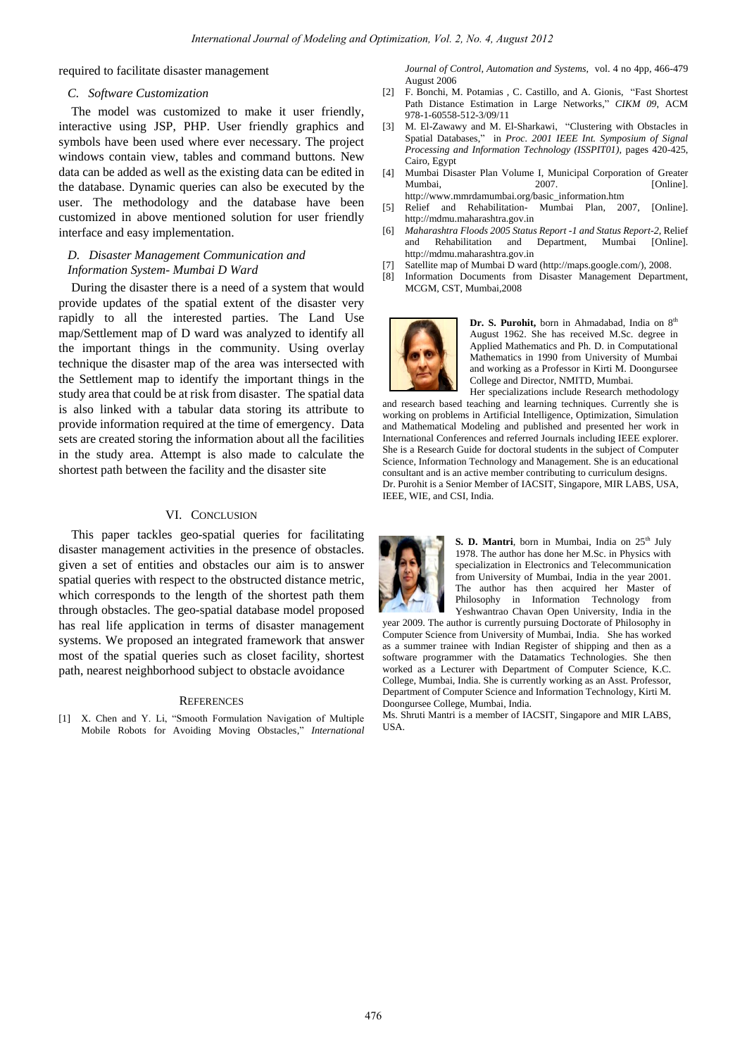required to facilitate disaster management

### *C. Software Customization*

The model was customized to make it user friendly, interactive using JSP, PHP. User friendly graphics and symbols have been used where ever necessary. The project windows contain view, tables and command buttons. New data can be added as well as the existing data can be edited in the database. Dynamic queries can also be executed by the user. The methodology and the database have been customized in above mentioned solution for user friendly interface and easy implementation.

### *D. Disaster Management Communication and Information System- Mumbai D Ward*

During the disaster there is a need of a system that would provide updates of the spatial extent of the disaster very rapidly to all the interested parties. The Land Use map/Settlement map of D ward was analyzed to identify all the important things in the community. Using overlay technique the disaster map of the area was intersected with the Settlement map to identify the important things in the study area that could be at risk from disaster. The spatial data is also linked with a tabular data storing its attribute to provide information required at the time of emergency. Data sets are created storing the information about all the facilities in the study area. Attempt is also made to calculate the shortest path between the facility and the disaster site

## VI. Conclusion

This paper tackles geo-spatial queries for facilitating disaster management activities in the presence of obstacles. given a set of entities and obstacles our aim is to answer spatial queries with respect to the obstructed distance metric, which corresponds to the length of the shortest path them through obstacles. The geo-spatial database model proposed has real life application in terms of disaster management systems. We proposed an integrated framework that answer most of the spatial queries such as closet facility, shortest path, nearest neighborhood subject to obstacle avoidance

## References

[1] X. Chen and Y. Li, "Smooth Formulation Navigation of Multiple Mobile Robots for Avoiding Moving Obstacles," *International Journal of Control, Automation and Systems*, vol. 4 no 4pp, 466-479 August 2006

[2] F. Bonchi, M. Potamias , C. Castillo, and A. Gionis, "Fast Shortest Path Distance Estimation in Large Networks," *CIKM 09*, ACM 978-1-60558-512-3/09/11

[3] M. El-Zawawy and M. El-Sharkawi, "Clustering with Obstacles in Spatial Databases," in *Proc. 2001 IEEE Int. Symposium of Signal Processing and Information Technology (ISSPIT01)*, pages 420-425, Cairo, Egypt

[4] Mumbai Disaster Plan Volume I, Municipal Corporation of Greater Mumbai, 2007. [Online]. http://www.mmrdamumbai.org/basic_information.htm

[5] Relief and Rehabilitation- Mumbai Plan, 2007, [Online]. http://mdmu.maharashtra.gov.in

[6] *Maharashtra Floods 2005 Status Report -1 and Status Report-2*, Relief and Rehabilitation and Department, Mumbai [Online]. http://mdmu.maharashtra.gov.in

[7] Satellite map of Mumbai D ward (http://maps.google.com/), 2008.

[8] Information Documents from Disaster Management Department, MCGM, CST, Mumbai,2008

**Dr. S. Purohit,** born in Ahmadabad, India on 8th August 1962. She has received M.Sc. degree in Applied Mathematics and Ph. D. in Computational Mathematics in 1990 from University of Mumbai and working as a Professor in Kirti M. Doongursee College and Director, NMITD, Mumbai.

Her specializations include Research methodology and research based teaching and learning techniques. Currently she is working on problems in Artificial Intelligence, Optimization, Simulation and Mathematical Modeling and published and presented her work in International Conferences and referred Journals including IEEE explorer. She is a Research Guide for doctoral students in the subject of Computer Science, Information Technology and Management. She is an educational consultant and is an active member contributing to curriculum designs.

Dr. Purohit is a Senior Member of IACSIT, Singapore, MIR LABS, USA, IEEE, WIE, and CSI, India.

**S. D. Mantri**, born in Mumbai, India on 25th July 1978. The author has done her M.Sc. in Physics with specialization in Electronics and Telecommunication from University of Mumbai, India in the year 2001. The author has then acquired her Master of Philosophy in Information Technology from Yeshwantrao Chavan Open University, India in the year 2009. The author is currently pursuing Doctorate of Philosophy in Computer Science from University of Mumbai, India. She has worked as a summer trainee with Indian Register of shipping and then as a software programmer with the Datamatics Technologies. She then worked as a Lecturer with Department of Computer Science, K.C. College, Mumbai, India. She is currently working as an Asst. Professor, Department of Computer Science and Information Technology, Kirti M. Doongursee College, Mumbai, India.

Ms. Shruti Mantri is a member of IACSIT, Singapore and MIR LABS, USA.